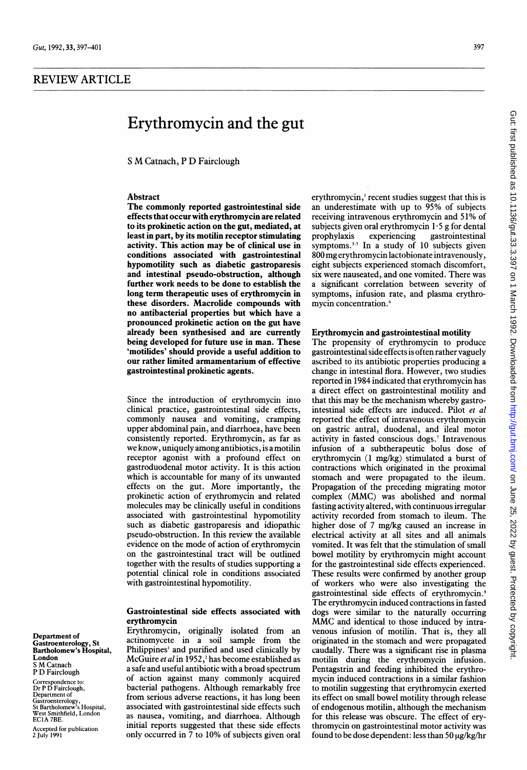REVIEW ARTICLE

# Erythromycin and the gut

S M Catnach, P D Fairclough

## Abstract

**The commonly reported gastrointestinal side effects that occur with erythromycin are related to its prokinetic action on the gut, mediated, at least in part, by its motilin receptor stimulating activity. This action may be of clinical use in conditions associated with gastrointestinal hypomotility such as diabetic gastroparesis and intestinal pseudo-obstruction, although further work needs to be done to establish the long term therapeutic uses of erythromycin in these disorders. Macrolide compounds with no antibacterial properties but which have a pronounced prokinetic action on the gut have already been synthesised and are currently being developed for future use in man. These 'motilides' should provide a useful addition to our rather limited armamentarium of effective gastrointestinal prokinetic agents.**

Since the introduction of erythromycin into clinical practice, gastrointestinal side effects, commonly nausea and vomiting, cramping upper abdominal pain, and diarrhoea, have been consistently reported. Erythromycin, as far as we know, uniquely among antibiotics, is a motilin receptor agonist with a profound effect on gastroduodenal motor activity. It is this action which is accountable for many of its unwanted effects on the gut. More importantly, the prokinetic action of erythromycin and related molecules may be clinically useful in conditions associated with gastrointestinal hypomotility such as diabetic gastroparesis and idiopathic pseudo-obstruction. In this review the available evidence on the mode of action of erythromycin on the gastrointestinal tract will be outlined together with the results of studies supporting a potential clinical role in conditions associated with gastrointestinal hypomotility.

## Gastrointestinal side effects associated with erythromycin

Erythromycin, originally isolated from an actinomycete in a soil sample from the Philippines[1] and purified and used clinically by McGuire *et al* in 1952,[2] has become established as a safe and useful antibiotic with a broad spectrum of action against many commonly acquired bacterial pathogens. Although remarkably free from serious adverse reactions, it has long been associated with gastrointestinal side effects such as nausea, vomiting, and diarrhoea. Although initial reports suggested that these side effects only occurred in 7 to 10% of subjects given oral erythromycin,[1] recent studies suggest that this is an underestimate with up to 95% of subjects receiving intravenous erythromycin and 51% of subjects given oral erythromycin 1·5 g for dental prophylaxis experiencing gastrointestinal symptoms.[3-5] In a study of 10 subjects given 800 mg erythromycin lactobionate intravenously, eight subjects experienced stomach discomfort, six were nauseated, and one vomited. There was a significant correlation between severity of symptoms, infusion rate, and plasma erythromycin concentration.[6]

## Erythromycin and gastrointestinal motility

The propensity of erythromycin to produce gastrointestinal side effects is often rather vaguely ascribed to its antibiotic properties producing a change in intestinal flora. However, two studies reported in 1984 indicated that erythromycin has a direct effect on gastrointestinal motility and that this may be the mechanism whereby gastrointestinal side effects are induced. Pilot *et al* reported the effect of intravenous erythromycin on gastric antral, duodenal, and ileal motor activity in fasted conscious dogs.[7] Intravenous infusion of a subtherapeutic bolus dose of erythromycin (1 mg/kg) stimulated a burst of contractions which originated in the proximal stomach and were propagated to the ileum. Propagation of the preceding migrating motor complex (MMC) was abolished and normal fasting activity altered, with continuous irregular activity recorded from stomach to ileum. The higher dose of 7 mg/kg caused an increase in electrical activity at all sites and all animals vomited. It was felt that the stimulation of small bowel motility by erythromycin might account for the gastrointestinal side effects experienced. These results were confirmed by another group of workers who were also investigating the gastrointestinal side effects of erythromycin.[8] The erythromycin induced contractions in fasted dogs were similar to the naturally occurring MMC and identical to those induced by intravenous infusion of motilin. That is, they all originated in the stomach and were propagated caudally. There was a significant rise in plasma motilin during the erythromycin infusion. Pentagastrin and feeding inhibited the erythromycin induced contractions in a similar fashion to motilin suggesting that erythromycin exerted its effect on small bowel motility through release of endogenous motilin, although the mechanism for this release was obscure. The effect of erythromycin on gastrointestinal motor activity was found to be dose dependent: less than 50 μg/kg/hr

Department of Gastroenterology, St Bartholomew's Hospital, London
S M Catnach
P D Fairclough

Correspondence to: Dr P D Fairclough, Department of Gastroenterology, St Bartholomew's Hospital, West Smithfield, London EC1A 7BE.

Accepted for publication 2 July 1991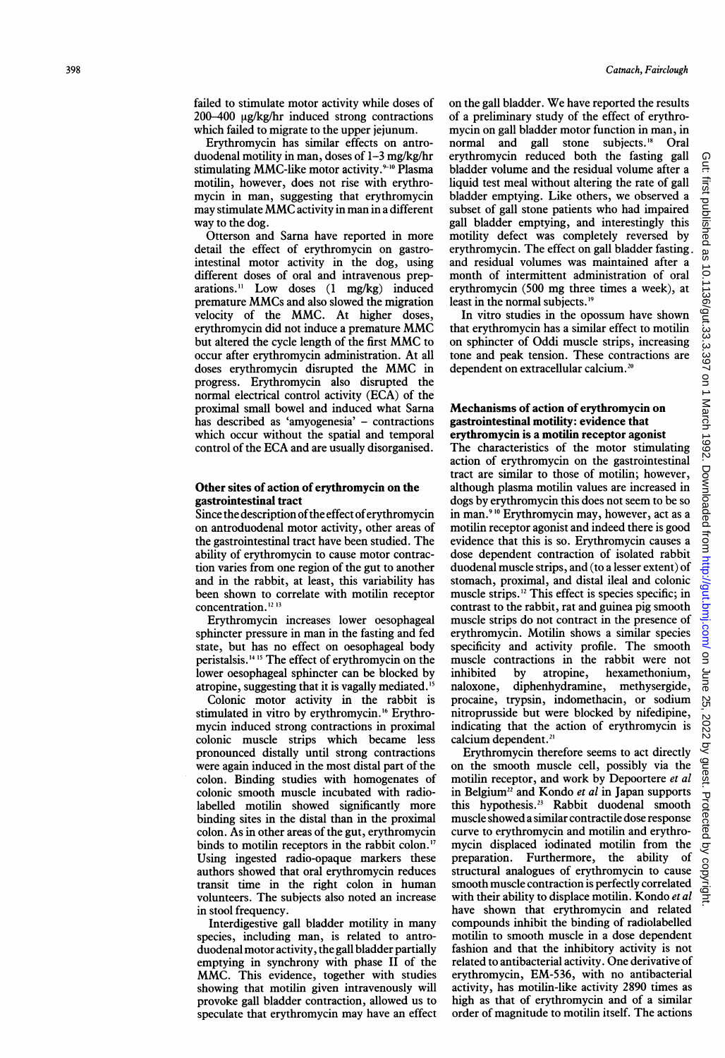failed to stimulate motor activity while doses of 200–400 μg/kg/hr induced strong contractions which failed to migrate to the upper jejunum.

Erythromycin has similar effects on antroduodenal motility in man, doses of 1–3 mg/kg/hr stimulating MMC-like motor activity.[9-10] Plasma motilin, however, does not rise with erythromycin in man, suggesting that erythromycin may stimulate MMC activity in man in a different way to the dog.

Otterson and Sarna have reported in more detail the effect of erythromycin on gastrointestinal motor activity in the dog, using different doses of oral and intravenous preparations.[11] Low doses (1 mg/kg) induced premature MMCs and also slowed the migration velocity of the MMC. At higher doses, erythromycin did not induce a premature MMC but altered the cycle length of the first MMC to occur after erythromycin administration. At all doses erythromycin disrupted the MMC in progress. Erythromycin also disrupted the normal electrical control activity (ECA) of the proximal small bowel and induced what Sarna has described as 'amyogenesia' – contractions which occur without the spatial and temporal control of the ECA and are usually disorganised.

## Other sites of action of erythromycin on the gastrointestinal tract

Since the description of the effect of erythromycin on antroduodenal motor activity, other areas of the gastrointestinal tract have been studied. The ability of erythromycin to cause motor contraction varies from one region of the gut to another and in the rabbit, at least, this variability has been shown to correlate with motilin receptor concentration.[12 13]

Erythromycin increases lower oesophageal sphincter pressure in man in the fasting and fed state, but has no effect on oesophageal body peristalsis.[14 15] The effect of erythromycin on the lower oesophageal sphincter can be blocked by atropine, suggesting that it is vagally mediated.[15]

Colonic motor activity in the rabbit is stimulated in vitro by erythromycin.[16] Erythromycin induced strong contractions in proximal colonic muscle strips which became less pronounced distally until strong contractions were again induced in the most distal part of the colon. Binding studies with homogenates of colonic smooth muscle incubated with radiolabelled motilin showed significantly more binding sites in the distal than in the proximal colon. As in other areas of the gut, erythromycin binds to motilin receptors in the rabbit colon.[17] Using ingested radio-opaque markers these authors showed that oral erythromycin reduces transit time in the right colon in human volunteers. The subjects also noted an increase in stool frequency.

Interdigestive gall bladder motility in many species, including man, is related to antroduodenal motor activity, the gall bladder partially emptying in synchrony with phase II of the MMC. This evidence, together with studies showing that motilin given intravenously will provoke gall bladder contraction, allowed us to speculate that erythromycin may have an effect on the gall bladder. We have reported the results of a preliminary study of the effect of erythromycin on gall bladder motor function in man, in normal and gall stone subjects.[18] Oral erythromycin reduced both the fasting gall bladder volume and the residual volume after a liquid test meal without altering the rate of gall bladder emptying. Like others, we observed a subset of gall stone patients who had impaired gall bladder emptying, and interestingly this motility defect was completely reversed by erythromycin. The effect on gall bladder fasting and residual volumes was maintained after a month of intermittent administration of oral erythromycin (500 mg three times a week), at least in the normal subjects.[19]

In vitro studies in the opossum have shown that erythromycin has a similar effect to motilin on sphincter of Oddi muscle strips, increasing tone and peak tension. These contractions are dependent on extracellular calcium.[20]

## Mechanisms of action of erythromycin on gastrointestinal motility: evidence that erythromycin is a motilin receptor agonist

The characteristics of the motor stimulating action of erythromycin on the gastrointestinal tract are similar to those of motilin; however, although plasma motilin values are increased in dogs by erythromycin this does not seem to be so in man.[9 10] Erythromycin may, however, act as a motilin receptor agonist and indeed there is good evidence that this is so. Erythromycin causes a dose dependent contraction of isolated rabbit duodenal muscle strips, and (to a lesser extent) of stomach, proximal, and distal ileal and colonic muscle strips.[12] This effect is species specific; in contrast to the rabbit, rat and guinea pig smooth muscle strips do not contract in the presence of erythromycin. Motilin shows a similar species specificity and activity profile. The smooth muscle contractions in the rabbit were not inhibited by atropine, hexamethonium, naloxone, diphenhydramine, methysergide, procaine, trypsin, indomethacin, or sodium nitroprusside but were blocked by nifedipine, indicating that the action of erythromycin is calcium dependent.[21]

Erythromycin therefore seems to act directly on the smooth muscle cell, possibly via the motilin receptor, and work by Depoortere *et al* in Belgium[22] and Kondo *et al* in Japan supports this hypothesis.[23] Rabbit duodenal smooth muscle showed a similar contractile dose response curve to erythromycin and motilin and erythromycin displaced iodinated motilin from the preparation. Furthermore, the ability of structural analogues of erythromycin to cause smooth muscle contraction is perfectly correlated with their ability to displace motilin. Kondo *et al* have shown that erythromycin and related compounds inhibit the binding of radiolabelled motilin to smooth muscle in a dose dependent fashion and that the inhibitory activity is not related to antibacterial activity. One derivative of erythromycin, EM-536, with no antibacterial activity, has motilin-like activity 2890 times as high as that of erythromycin and of a similar order of magnitude to motilin itself. The actions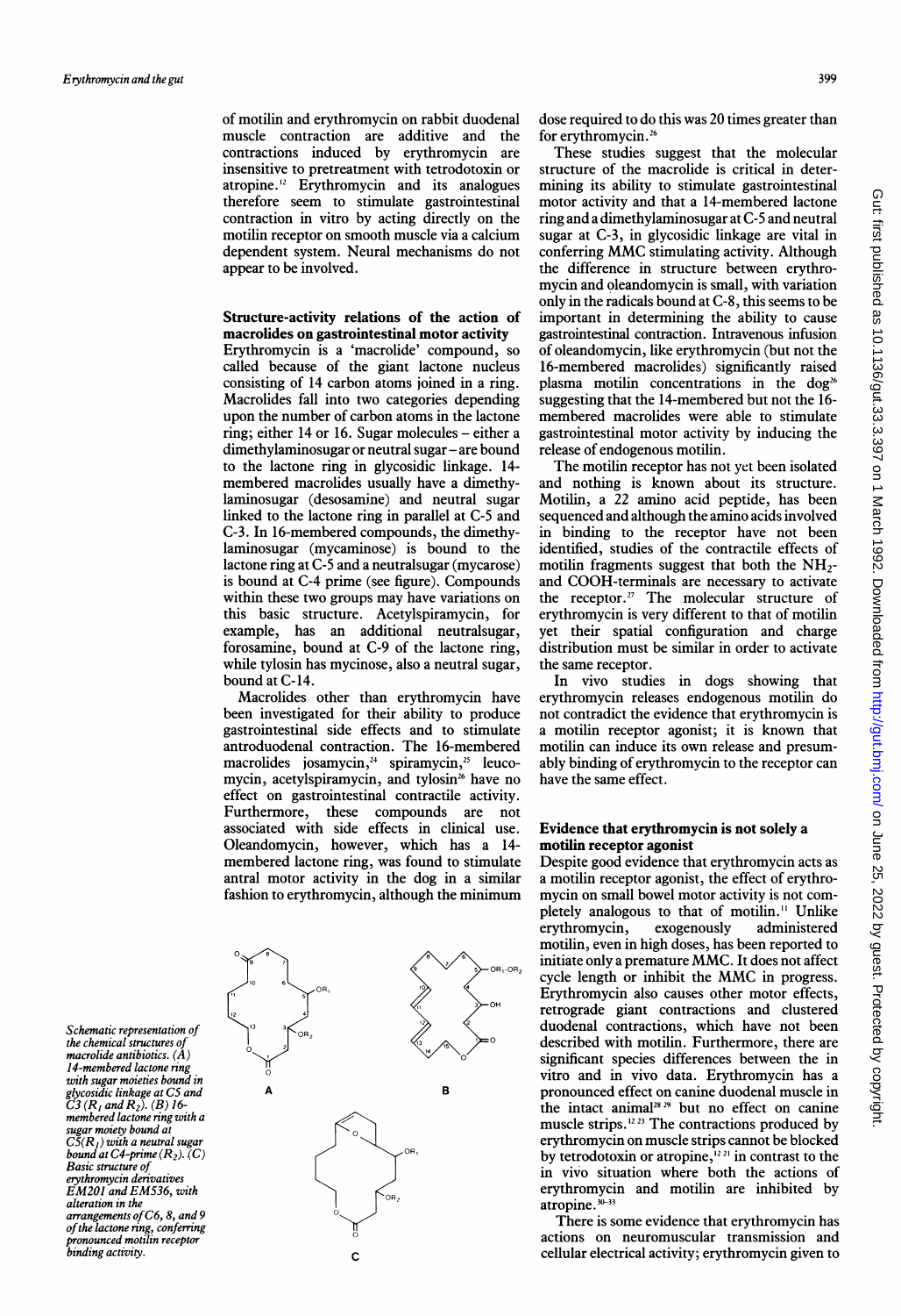of motilin and erythromycin on rabbit duodenal muscle contraction are additive and the contractions induced by erythromycin are insensitive to pretreatment with tetrodotoxin or atropine.[12] Erythromycin and its analogues therefore seem to stimulate gastrointestinal contraction in vitro by acting directly on the motilin receptor on smooth muscle via a calcium dependent system. Neural mechanisms do not appear to be involved.

## Structure-activity relations of the action of macrolides on gastrointestinal motor activity

Erythromycin is a 'macrolide' compound, so called because of the giant lactone nucleus consisting of 14 carbon atoms joined in a ring. Macrolides fall into two categories depending upon the number of carbon atoms in the lactone ring; either 14 or 16. Sugar molecules – either a dimethylaminosugar or neutral sugar – are bound to the lactone ring in glycosidic linkage. 14-membered macrolides usually have a dimethylaminosugar (desosamine) and neutral sugar linked to the lactone ring in parallel at C-5 and C-3. In 16-membered compounds, the dimethylaminosugar (mycaminose) is bound to the lactone ring at C-5 and a neutralsugar (mycarose) is bound at C-4 prime (see figure). Compounds within these two groups may have variations on this basic structure. Acetylspiramycin, for example, has an additional neutralsugar, forosamine, bound at C-9 of the lactone ring, while tylosin has mycinose, also a neutral sugar, bound at C-14.

Macrolides other than erythromycin have been investigated for their ability to produce gastrointestinal side effects and to stimulate antroduodenal contraction. The 16-membered macrolides josamycin,[24] spiramycin,[25] leucomycin, acetylspiramycin, and tylosin[26] have no effect on gastrointestinal contractile activity. Furthermore, these compounds are not associated with side effects in clinical use. Oleandomycin, however, which has a 14-membered lactone ring, was found to stimulate antral motor activity in the dog in a similar fashion to erythromycin, although the minimum dose required to do this was 20 times greater than for erythromycin.[26]

These studies suggest that the molecular structure of the macrolide is critical in determining its ability to stimulate gastrointestinal motor activity and that a 14-membered lactone ring and a dimethylaminosugar at C-5 and neutral sugar at C-3, in glycosidic linkage are vital in conferring MMC stimulating activity. Although the difference in structure between erythromycin and oleandomycin is small, with variation only in the radicals bound at C-8, this seems to be important in determining the ability to cause gastrointestinal contraction. Intravenous infusion of oleandomycin, like erythromycin (but not the 16-membered macrolides) significantly raised plasma motilin concentrations in the dog[26] suggesting that the 14-membered but not the 16-membered macrolides were able to stimulate gastrointestinal motor activity by inducing the release of endogenous motilin.

The motilin receptor has not yet been isolated and nothing is known about its structure. Motilin, a 22 amino acid peptide, has been sequenced and although the amino acids involved in binding to the receptor have not been identified, studies of the contractile effects of motilin fragments suggest that both the $NH_2$- and COOH-terminals are necessary to activate the receptor.[27] The molecular structure of erythromycin is very different to that of motilin yet their spatial configuration and charge distribution must be similar in order to activate the same receptor.

In vivo studies in dogs showing that erythromycin releases endogenous motilin do not contradict the evidence that erythromycin is a motilin receptor agonist; it is known that motilin can induce its own release and presumably binding of erythromycin to the receptor can have the same effect.

Schematic representation of the chemical structures of macrolide antibiotics. (A) 14-membered lactone ring with sugar moieties bound in glycosidic linkage at C5 and C3 ($R_1$ and $R_2$). (B) 16-membered lactone ring with a sugar moiety bound at C5($R_1$) with a neutral sugar bound at C4-prime ($R_2$). (C) Basic structure of erythromycin derivatives EM201 and EM536, with alteration in the arrangements of C6, 8, and 9 of the lactone ring, conferring pronounced motilin receptor binding activity.

## Evidence that erythromycin is not solely a motilin receptor agonist

Despite good evidence that erythromycin acts as a motilin receptor agonist, the effect of erythromycin on small bowel motor activity is not completely analogous to that of motilin.[11] Unlike erythromycin, exogenously administered motilin, even in high doses, has been reported to initiate only a premature MMC. It does not affect cycle length or inhibit the MMC in progress. Erythromycin also causes other motor effects, retrograde giant contractions and clustered duodenal contractions, which have not been described with motilin. Furthermore, there are significant species differences between the in vitro and in vivo data. Erythromycin has a pronounced effect on canine duodenal muscle in the intact animal[28,29] but no effect on canine muscle strips.[12,23] The contractions produced by erythromycin on muscle strips cannot be blocked by tetrodotoxin or atropine,[12,21] in contrast to the in vivo situation where both the actions of erythromycin and motilin are inhibited by atropine.[30-33]

There is some evidence that erythromycin has actions on neuromuscular transmission and cellular electrical activity; erythromycin given to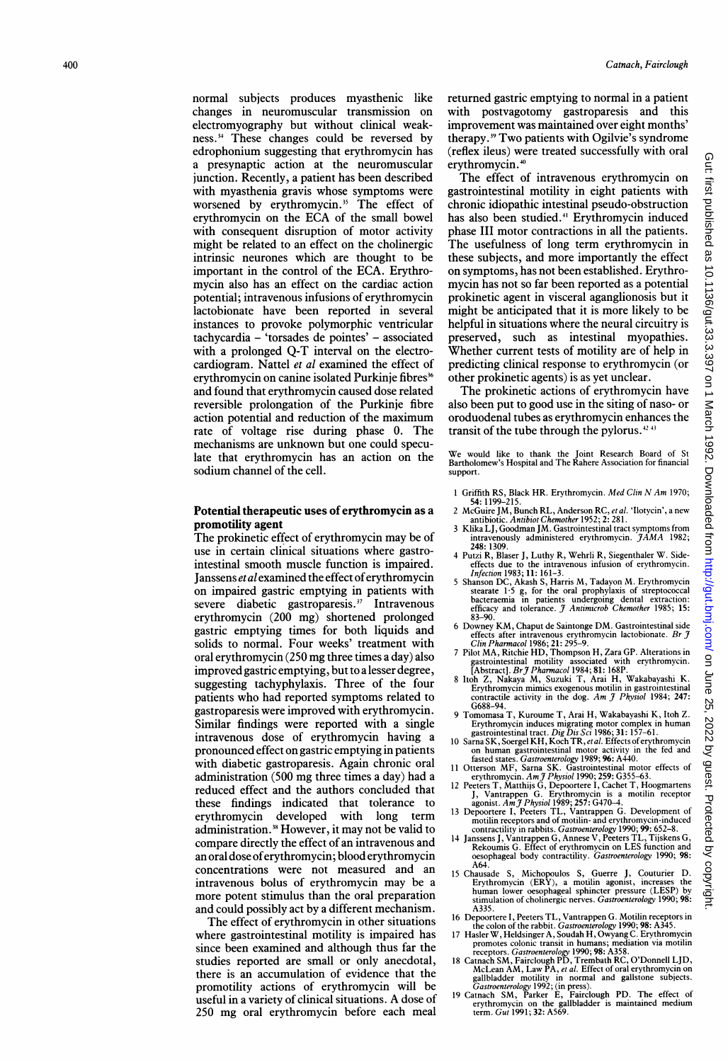normal subjects produces myasthenic like changes in neuromuscular transmission on electromyography but without clinical weakness.[34] These changes could be reversed by edrophonium suggesting that erythromycin has a presynaptic action at the neuromuscular junction. Recently, a patient has been described with myasthenia gravis whose symptoms were worsened by erythromycin.[35] The effect of erythromycin on the ECA of the small bowel with consequent disruption of motor activity might be related to an effect on the cholinergic intrinsic neurones which are thought to be important in the control of the ECA. Erythromycin also has an effect on the cardiac action potential; intravenous infusions of erythromycin lactobionate have been reported in several instances to provoke polymorphic ventricular tachycardia – 'torsades de pointes' – associated with a prolonged Q-T interval on the electrocardiogram. Nattel *et al* examined the effect of erythromycin on canine isolated Purkinje fibres[36] and found that erythromycin caused dose related reversible prolongation of the Purkinje fibre action potential and reduction of the maximum rate of voltage rise during phase 0. The mechanisms are unknown but one could speculate that erythromycin has an action on the sodium channel of the cell.

## Potential therapeutic uses of erythromycin as a promotility agent

The prokinetic effect of erythromycin may be of use in certain clinical situations where gastrointestinal smooth muscle function is impaired. Janssens *et al* examined the effect of erythromycin on impaired gastric emptying in patients with severe diabetic gastroparesis.[37] Intravenous erythromycin (200 mg) shortened prolonged gastric emptying times for both liquids and solids to normal. Four weeks' treatment with oral erythromycin (250 mg three times a day) also improved gastric emptying, but to a lesser degree, suggesting tachyphylaxis. Three of the four patients who had reported symptoms related to gastroparesis were improved with erythromycin. Similar findings were reported with a single intravenous dose of erythromycin having a pronounced effect on gastric emptying in patients with diabetic gastroparesis. Again chronic oral administration (500 mg three times a day) had a reduced effect and the authors concluded that these findings indicated that tolerance to erythromycin developed with long term administration.[38] However, it may not be valid to compare directly the effect of an intravenous and an oral dose of erythromycin; blood erythromycin concentrations were not measured and an intravenous bolus of erythromycin may be a more potent stimulus than the oral preparation and could possibly act by a different mechanism.

The effect of erythromycin in other situations where gastrointestinal motility is impaired has since been examined and although thus far the studies reported are small or only anecdotal, there is an accumulation of evidence that the promotility actions of erythromycin will be useful in a variety of clinical situations. A dose of 250 mg oral erythromycin before each meal returned gastric emptying to normal in a patient with postvagotomy gastroparesis and this improvement was maintained over eight months' therapy.[39] Two patients with Ogilvie's syndrome (reflex ileus) were treated successfully with oral erythromycin.[40]

The effect of intravenous erythromycin on gastrointestinal motility in eight patients with chronic idiopathic intestinal pseudo-obstruction has also been studied.[41] Erythromycin induced phase III motor contractions in all the patients. The usefulness of long term erythromycin in these subjects, and more importantly the effect on symptoms, has not been established. Erythromycin has not so far been reported as a potential prokinetic agent in visceral aganglionosis but it might be anticipated that it is more likely to be helpful in situations where the neural circuitry is preserved, such as intestinal myopathies. Whether current tests of motility are of help in predicting clinical response to erythromycin (or other prokinetic agents) is as yet unclear.

The prokinetic actions of erythromycin have also been put to good use in the siting of naso- or oroduodenal tubes as erythromycin enhances the transit of the tube through the pylorus.[42,43]

We would like to thank the Joint Research Board of St Bartholomew's Hospital and The Rahere Association for financial support.

1. Griffith RS, Black HR. Erythromycin. *Med Clin N Am* 1970; 54: 1199–215.
2. McGuire JM, Bunch RL, Anderson RC, *et al*. 'Ilotycin', a new antibiotic. *Antibiot Chemother* 1952; 2: 281.
3. Klika LJ, Goodman JM. Gastrointestinal tract symptoms from intravenously administered erythromycin. *JAMA* 1982; 248: 1309.
4. Putzi R, Blaser J, Luthy R, Wehrli R, Siegenthaler W. Side-effects due to the intravenous infusion of erythromycin. *Infection* 1983; 11: 161–3.
5. Shanson DC, Akash S, Harris M, Tadayon M. Erythromycin stearate 1·5 g, for the oral prophylaxis of streptococcal bacteraemia in patients undergoing dental extraction: efficacy and tolerance. *J Antimicrob Chemother* 1985; 15: 83–90.
6. Downey KM, Chaput de Saintonge DM. Gastrointestinal side effects after intravenous erythromycin lactobionate. *Br J Clin Pharmacol* 1986; 21: 295–9.
7. Pilot MA, Ritchie HD, Thompson H, Zara GP. Alterations in gastrointestinal motility associated with erythromycin. [Abstract]. *Br J Pharmacol* 1984; 81: 168P.
8. Itoh Z, Nakaya M, Suzuki T, Arai H, Wakabayashi K. Erythromycin mimics exogenous motilin in gastrointestinal contractile activity in the dog. *Am J Physiol* 1984; 247: G688–94.
9. Tomomasa T, Kuroume T, Arai H, Wakabayashi K, Itoh Z. Erythromycin induces migrating motor complex in human gastrointestinal tract. *Dig Dis Sci* 1986; 31: 157–61.
10. Sarna SK, Soergel KH, Koch TR, *et al*. Effects of erythromycin on human gastrointestinal motor activity in the fed and fasted states. *Gastroenterology* 1989; 96: A440.
11. Otterson MF, Sarna SK. Gastrointestinal motor effects of erythromycin. *Am J Physiol* 1990; 259: G355–63.
12. Peeters T, Matthijs G, Depoortere I, Cachet T, Hoogmartens J, Vantrappen G. Erythromycin is a motilin receptor agonist. *Am J Physiol* 1989; 257: G470–4.
13. Depoortere I, Peeters TL, Vantrappen G. Development of motilin receptors and of motilin- and erythromycin-induced contractility in rabbits. *Gastroenterology* 1990; 99: 652–8.
14. Janssens J, Vantrappen G, Annese V, Peeters TL, Tijskens G, Rekoumis G. Effect of erythromycin on LES function and oesophageal body contractility. *Gastroenterology* 1990; 98: A64.
15. Chausade S, Michopoulos S, Guerre J, Couturier D. Erythromycin (ERY), a motilin agonist, increases the human lower oesophageal sphincter pressure (LESP) by stimulation of cholinergic nerves. *Gastroenterology* 1990; 98: A335.
16. Depoortere I, Peeters TL, Vantrappen G. Motilin receptors in the colon of the rabbit. *Gastroenterology* 1990; 98: A345.
17. Hasler W, Heldsinger A, Soudah H, Owyang C. Erythromycin promotes colonic transit in humans; mediation via motilin receptors. *Gastroenterology* 1990; 98: A358.
18. Catnach SM, Fairclough PD, Trembath RC, O'Donnell LJD, McLean AM, Law PA, *et al*. Effect of oral erythromycin on gallbladder motility in normal and gallstone subjects. *Gastroenterology* 1992; (in press).
19. Catnach SM, Parker E, Fairclough PD. The effect of erythromycin on the gallbladder is maintained medium term. *Gut* 1991; 32: A569.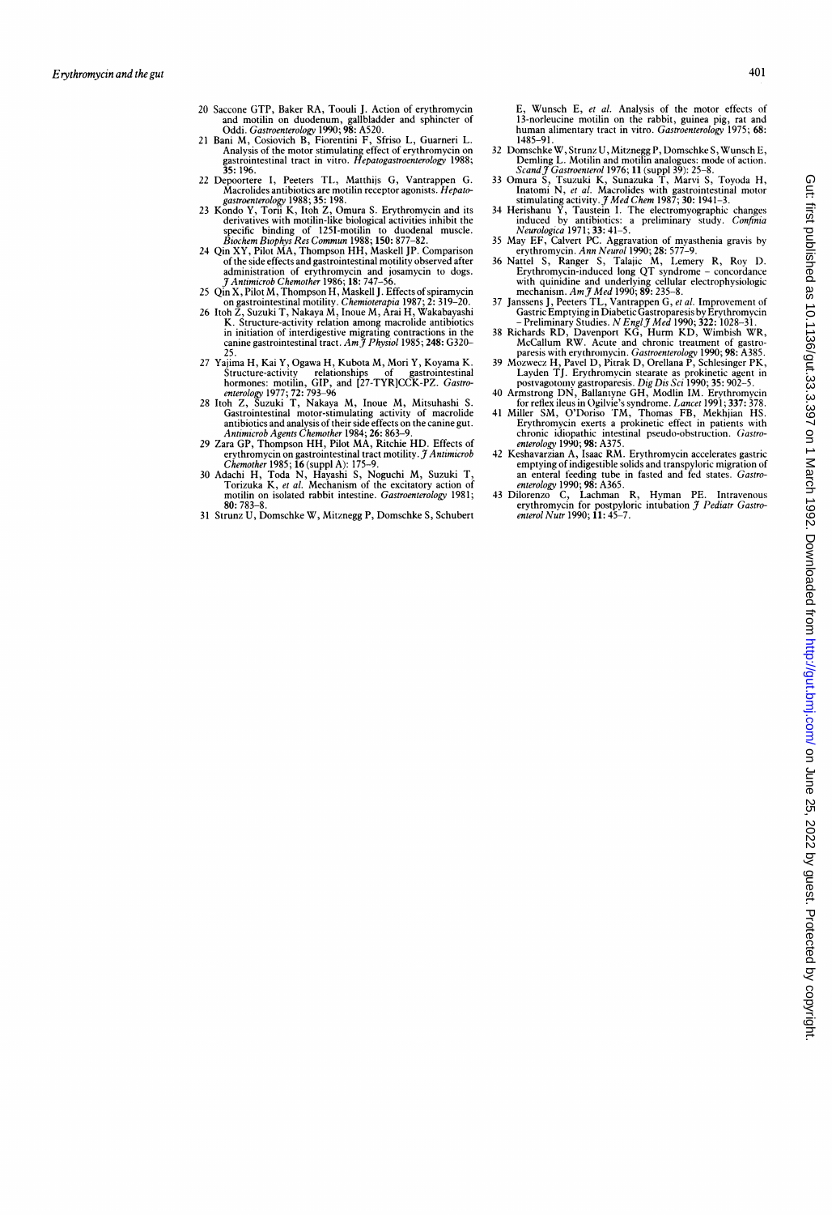20 Saccone GTP, Baker RA, Toouli J. Action of erythromycin and motilin on duodenum, gallbladder and sphincter of Oddi. *Gastroenterology* 1990; **98:** A520.

21 Bani M, Cosiovich B, Fiorentini F, Sfriso L, Guarneri L. Analysis of the motor stimulating effect of erythromycin on gastrointestinal tract in vitro. *Hepatogastroenterology* 1988; **35:** 196.

22 Depoortere I, Peeters TL, Matthijs G, Vantrappen G. Macrolides antibiotics are motilin receptor agonists. *Hepatogastroenterology* 1988; **35:** 198.

23 Kondo Y, Torii K, Itoh Z, Omura S. Erythromycin and its derivatives with motilin-like biological activities inhibit the specific binding of 125I-motilin to duodenal muscle. *Biochem Biophys Res Commun* 1988; **150:** 877–82.

24 Qin XY, Pilot MA, Thompson HH, Maskell JP. Comparison of the side effects and gastrointestinal motility observed after administration of erythromycin and josamycin to dogs. *J Antimicrob Chemother* 1986; **18:** 747–56.

25 Qin X, Pilot M, Thompson H, Maskell J. Effects of spiramycin on gastrointestinal motility. *Chemioterapia* 1987; **2:** 319–20.

26 Itoh Z, Suzuki T, Nakaya M, Inoue M, Arai H, Wakabayashi K. Structure-activity relation among macrolide antibiotics in initiation of interdigestive migrating contractions in the canine gastrointestinal tract. *Am J Physiol* 1985; **248:** G320–25.

27 Yajima H, Kai Y, Ogawa H, Kubota M, Mori Y, Koyama K. Structure-activity relationships of gastrointestinal hormones: motilin, GIP, and [27-TYR]CCK-PZ. *Gastroenterology* 1977; **72:** 793–96

28 Itoh Z, Suzuki T, Nakaya M, Inoue M, Mitsuhashi S. Gastrointestinal motor-stimulating activity of macrolide antibiotics and analysis of their side effects on the canine gut. *Antimicrob Agents Chemother* 1984; **26:** 863–9.

29 Zara GP, Thompson HH, Pilot MA, Ritchie HD. Effects of erythromycin on gastrointestinal tract motility. *J Antimicrob Chemother* 1985; **16** (suppl A): 175–9.

30 Adachi H, Toda N, Hayashi S, Noguchi M, Suzuki T, Torizuka K, *et al.* Mechanism of the excitatory action of motilin on isolated rabbit intestine. *Gastroenterology* 1981; **80:** 783–8.

31 Strunz U, Domschke W, Mitznegg P, Domschke S, Schubert E, Wunsch E, *et al.* Analysis of the motor effects of 13-norleucine motilin on the rabbit, guinea pig, rat and human alimentary tract in vitro. *Gastroenterology* 1975; **68:** 1485–91.

32 Domschke W, Strunz U, Mitznegg P, Domschke S, Wunsch E, Demling L. Motilin and motilin analogues: mode of action. *Scand J Gastroenterol* 1976; **11** (suppl 39): 25–8.

33 Omura S, Tsuzuki K, Sunazuka T, Marvi S, Toyoda H, Inatomi N, *et al.* Macrolides with gastrointestinal motor stimulating activity. *J Med Chem* 1987; **30:** 1941–3.

34 Herishanu Y, Taustein I. The electromyographic changes induced by antibiotics: a preliminary study. *Confinia Neurologica* 1971; **33:** 41–5.

35 May EF, Calvert PC. Aggravation of myasthenia gravis by erythromycin. *Ann Neurol* 1990; **28:** 577–9.

36 Nattel S, Ranger S, Talajic M, Lemery R, Roy D. Erythromycin-induced long QT syndrome – concordance with quinidine and underlying cellular electrophysiologic mechanism. *Am J Med* 1990; **89:** 235–8.

37 Janssens J, Peeters TL, Vantrappen G, *et al.* Improvement of Gastric Emptying in Diabetic Gastroparesis by Erythromycin – Preliminary Studies. *N Engl J Med* 1990; **322:** 1028–31.

38 Richards RD, Davenport KG, Hurm KD, Wimbish WR, McCallum RW. Acute and chronic treatment of gastroparesis with erythromycin. *Gastroenterology* 1990; **98:** A385.

39 Mozwecz H, Pavel D, Pitrak D, Orellana P, Schlesinger PK, Layden TJ. Erythromycin stearate as prokinetic agent in postvagotomy gastroparesis. *Dig Dis Sci* 1990; **35:** 902–5.

40 Armstrong DN, Ballantyne GH, Modlin IM. Erythromycin for reflex ileus in Ogilvie's syndrome. *Lancet* 1991; **337:** 378.

41 Miller SM, O'Doriso TM, Thomas FB, Mekhjian HS. Erythromycin exerts a prokinetic effect in patients with chronic idiopathic intestinal pseudo-obstruction. *Gastroenterology* 1990; **98:** A375.

42 Keshavarzian A, Isaac RM. Erythromycin accelerates gastric emptying of indigestible solids and transpyloric migration of an enteral feeding tube in fasted and fed states. *Gastroenterology* 1990; **98:** A365.

43 Dilorenzo C, Lachman R, Hyman PE. Intravenous erythromycin for postpyloric intubation *J Pediatr Gastroenterol Nutr* 1990; **11:** 45–7.